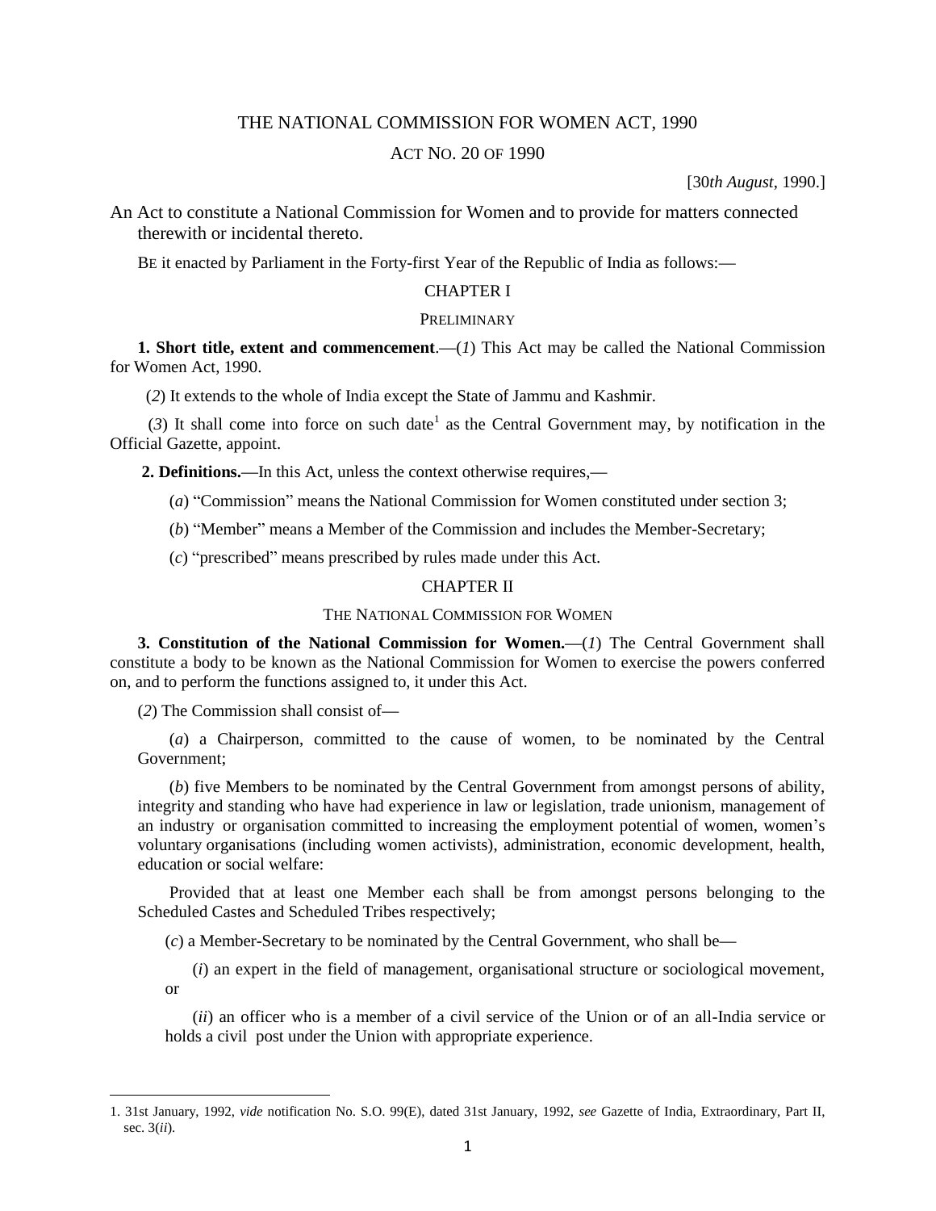# THE NATIONAL COMMISSION FOR WOMEN ACT, 1990

## ACT NO. 20 OF 1990

[30*th August*, 1990.]

An Act to constitute a National Commission for Women and to provide for matters connected therewith or incidental thereto.

BE it enacted by Parliament in the Forty-first Year of the Republic of India as follows:—

## CHAPTER I

### PRELIMINARY

**1. Short title, extent and commencement**.—(*1*) This Act may be called the National Commission for Women Act, 1990.

(*2*) It extends to the whole of India except the State of Jammu and Kashmir.

(*3*) It shall come into force on such date[1] as the Central Government may, by notification in the Official Gazette, appoint.

**2. Definitions.**—In this Act, unless the context otherwise requires,—

(*a*) "Commission" means the National Commission for Women constituted under section 3;

(*b*) "Member" means a Member of the Commission and includes the Member-Secretary;

(*c*) "prescribed" means prescribed by rules made under this Act.

## CHAPTER II

### THE NATIONAL COMMISSION FOR WOMEN

**3. Constitution of the National Commission for Women.**—(*1*) The Central Government shall constitute a body to be known as the National Commission for Women to exercise the powers conferred on, and to perform the functions assigned to, it under this Act.

(*2*) The Commission shall consist of—

(*a*) a Chairperson, committed to the cause of women, to be nominated by the Central Government;

(*b*) five Members to be nominated by the Central Government from amongst persons of ability, integrity and standing who have had experience in law or legislation, trade unionism, management of an industry or organisation committed to increasing the employment potential of women, women's voluntary organisations (including women activists), administration, economic development, health, education or social welfare:

Provided that at least one Member each shall be from amongst persons belonging to the Scheduled Castes and Scheduled Tribes respectively;

(*c*) a Member-Secretary to be nominated by the Central Government, who shall be—

(*i*) an expert in the field of management, organisational structure or sociological movement, or

(*ii*) an officer who is a member of a civil service of the Union or of an all-India service or holds a civil post under the Union with appropriate experience.

---

1. 31st January, 1992, *vide* notification No. S.O. 99(E), dated 31st January, 1992, *see* Gazette of India, Extraordinary, Part II, sec. 3(*ii*).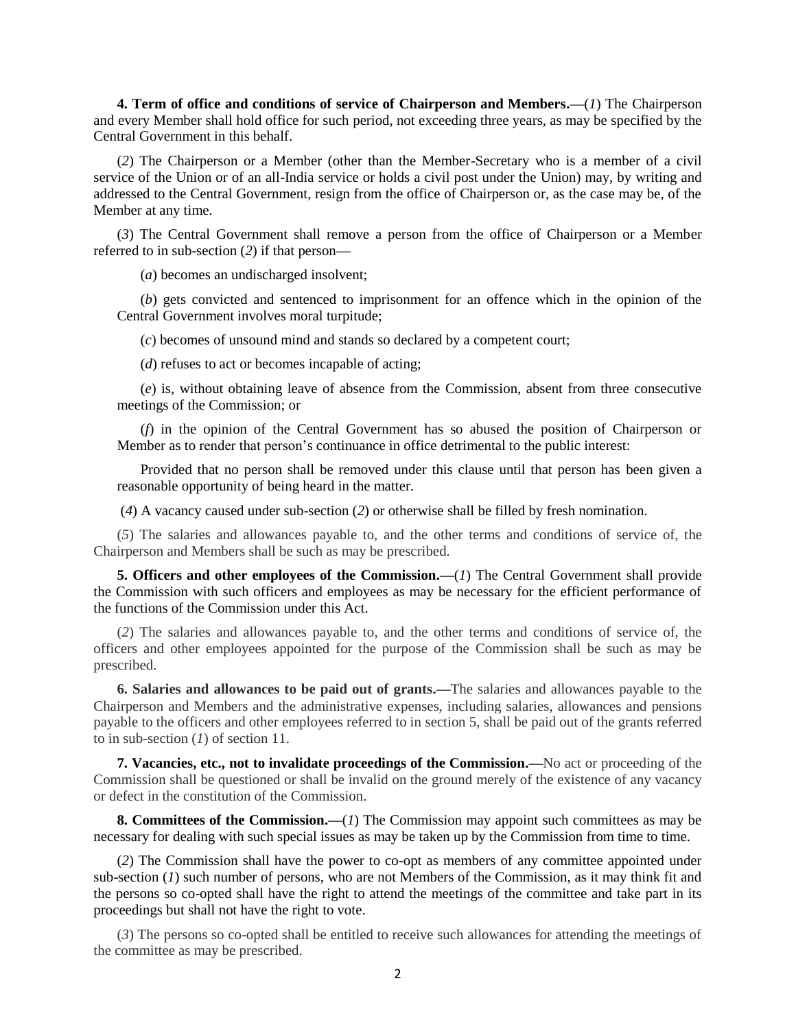**4. Term of office and conditions of service of Chairperson and Members.**—(*1*) The Chairperson and every Member shall hold office for such period, not exceeding three years, as may be specified by the Central Government in this behalf.

(*2*) The Chairperson or a Member (other than the Member-Secretary who is a member of a civil service of the Union or of an all-India service or holds a civil post under the Union) may, by writing and addressed to the Central Government, resign from the office of Chairperson or, as the case may be, of the Member at any time.

(*3*) The Central Government shall remove a person from the office of Chairperson or a Member referred to in sub-section (*2*) if that person—

(*a*) becomes an undischarged insolvent;

(*b*) gets convicted and sentenced to imprisonment for an offence which in the opinion of the Central Government involves moral turpitude;

(*c*) becomes of unsound mind and stands so declared by a competent court;

(*d*) refuses to act or becomes incapable of acting;

(*e*) is, without obtaining leave of absence from the Commission, absent from three consecutive meetings of the Commission; or

(*f*) in the opinion of the Central Government has so abused the position of Chairperson or Member as to render that person's continuance in office detrimental to the public interest:

Provided that no person shall be removed under this clause until that person has been given a reasonable opportunity of being heard in the matter.

(*4*) A vacancy caused under sub-section (*2*) or otherwise shall be filled by fresh nomination.

(*5*) The salaries and allowances payable to, and the other terms and conditions of service of, the Chairperson and Members shall be such as may be prescribed.

**5. Officers and other employees of the Commission.**—(*1*) The Central Government shall provide the Commission with such officers and employees as may be necessary for the efficient performance of the functions of the Commission under this Act.

(*2*) The salaries and allowances payable to, and the other terms and conditions of service of, the officers and other employees appointed for the purpose of the Commission shall be such as may be prescribed.

**6. Salaries and allowances to be paid out of grants.**—The salaries and allowances payable to the Chairperson and Members and the administrative expenses, including salaries, allowances and pensions payable to the officers and other employees referred to in section 5, shall be paid out of the grants referred to in sub-section (*1*) of section 11.

**7. Vacancies, etc., not to invalidate proceedings of the Commission.**—No act or proceeding of the Commission shall be questioned or shall be invalid on the ground merely of the existence of any vacancy or defect in the constitution of the Commission.

**8. Committees of the Commission.**—(*1*) The Commission may appoint such committees as may be necessary for dealing with such special issues as may be taken up by the Commission from time to time.

(*2*) The Commission shall have the power to co-opt as members of any committee appointed under sub-section (*1*) such number of persons, who are not Members of the Commission, as it may think fit and the persons so co-opted shall have the right to attend the meetings of the committee and take part in its proceedings but shall not have the right to vote.

(*3*) The persons so co-opted shall be entitled to receive such allowances for attending the meetings of the committee as may be prescribed.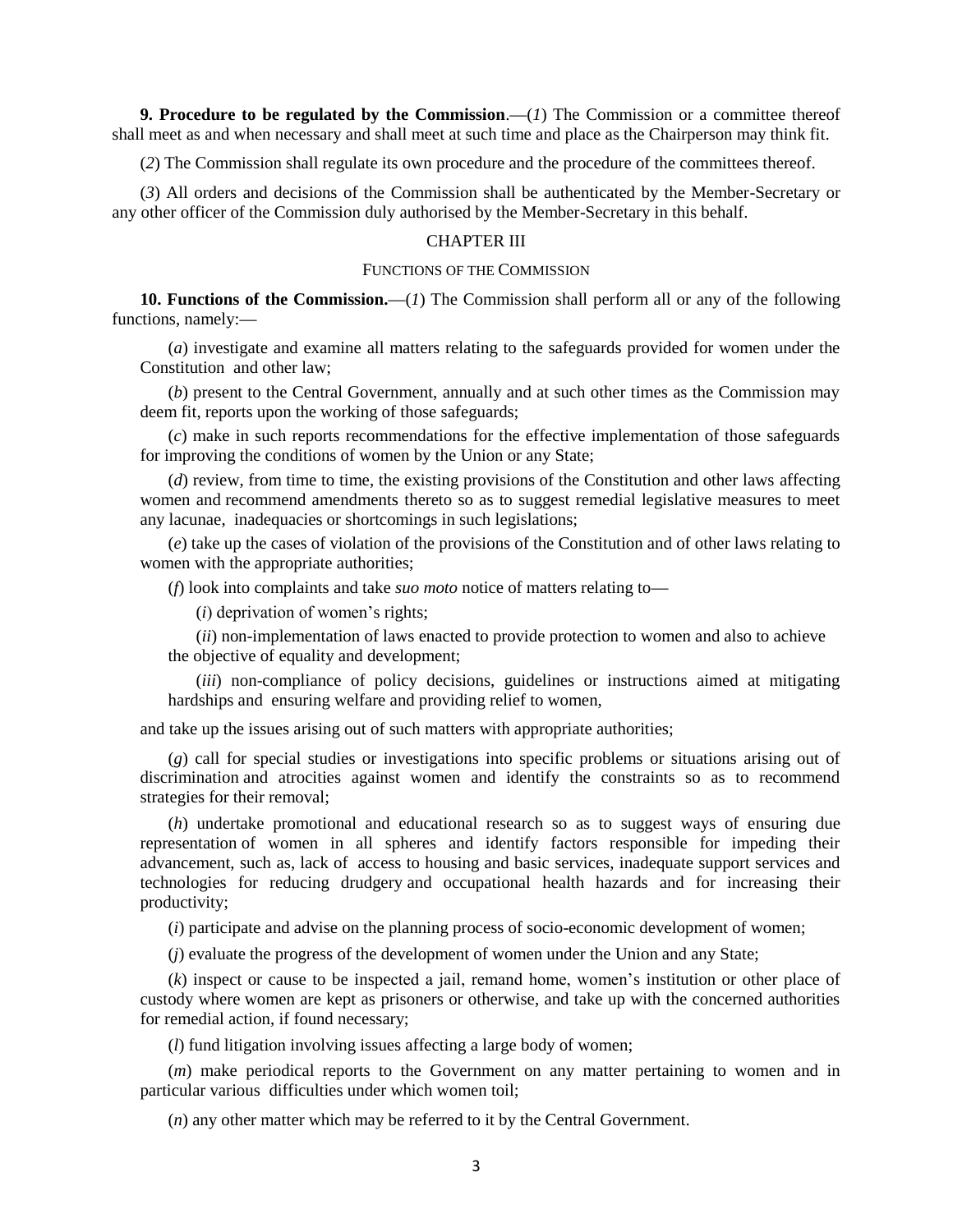**9. Procedure to be regulated by the Commission**.—(*1*) The Commission or a committee thereof shall meet as and when necessary and shall meet at such time and place as the Chairperson may think fit.

(*2*) The Commission shall regulate its own procedure and the procedure of the committees thereof.

(*3*) All orders and decisions of the Commission shall be authenticated by the Member-Secretary or any other officer of the Commission duly authorised by the Member-Secretary in this behalf.

## CHAPTER III

### FUNCTIONS OF THE COMMISSION

**10. Functions of the Commission.**—(*1*) The Commission shall perform all or any of the following functions, namely:—

(*a*) investigate and examine all matters relating to the safeguards provided for women under the Constitution and other law;

(*b*) present to the Central Government, annually and at such other times as the Commission may deem fit, reports upon the working of those safeguards;

(*c*) make in such reports recommendations for the effective implementation of those safeguards for improving the conditions of women by the Union or any State;

(*d*) review, from time to time, the existing provisions of the Constitution and other laws affecting women and recommend amendments thereto so as to suggest remedial legislative measures to meet any lacunae, inadequacies or shortcomings in such legislations;

(*e*) take up the cases of violation of the provisions of the Constitution and of other laws relating to women with the appropriate authorities;

(*f*) look into complaints and take *suo moto* notice of matters relating to—

(*i*) deprivation of women's rights;

(*ii*) non-implementation of laws enacted to provide protection to women and also to achieve the objective of equality and development;

(*iii*) non-compliance of policy decisions, guidelines or instructions aimed at mitigating hardships and ensuring welfare and providing relief to women,

and take up the issues arising out of such matters with appropriate authorities;

(*g*) call for special studies or investigations into specific problems or situations arising out of discrimination and atrocities against women and identify the constraints so as to recommend strategies for their removal;

(*h*) undertake promotional and educational research so as to suggest ways of ensuring due representation of women in all spheres and identify factors responsible for impeding their advancement, such as, lack of access to housing and basic services, inadequate support services and technologies for reducing drudgery and occupational health hazards and for increasing their productivity;

(*i*) participate and advise on the planning process of socio-economic development of women;

(*j*) evaluate the progress of the development of women under the Union and any State;

(*k*) inspect or cause to be inspected a jail, remand home, women's institution or other place of custody where women are kept as prisoners or otherwise, and take up with the concerned authorities for remedial action, if found necessary;

(*l*) fund litigation involving issues affecting a large body of women;

(*m*) make periodical reports to the Government on any matter pertaining to women and in particular various difficulties under which women toil;

(*n*) any other matter which may be referred to it by the Central Government.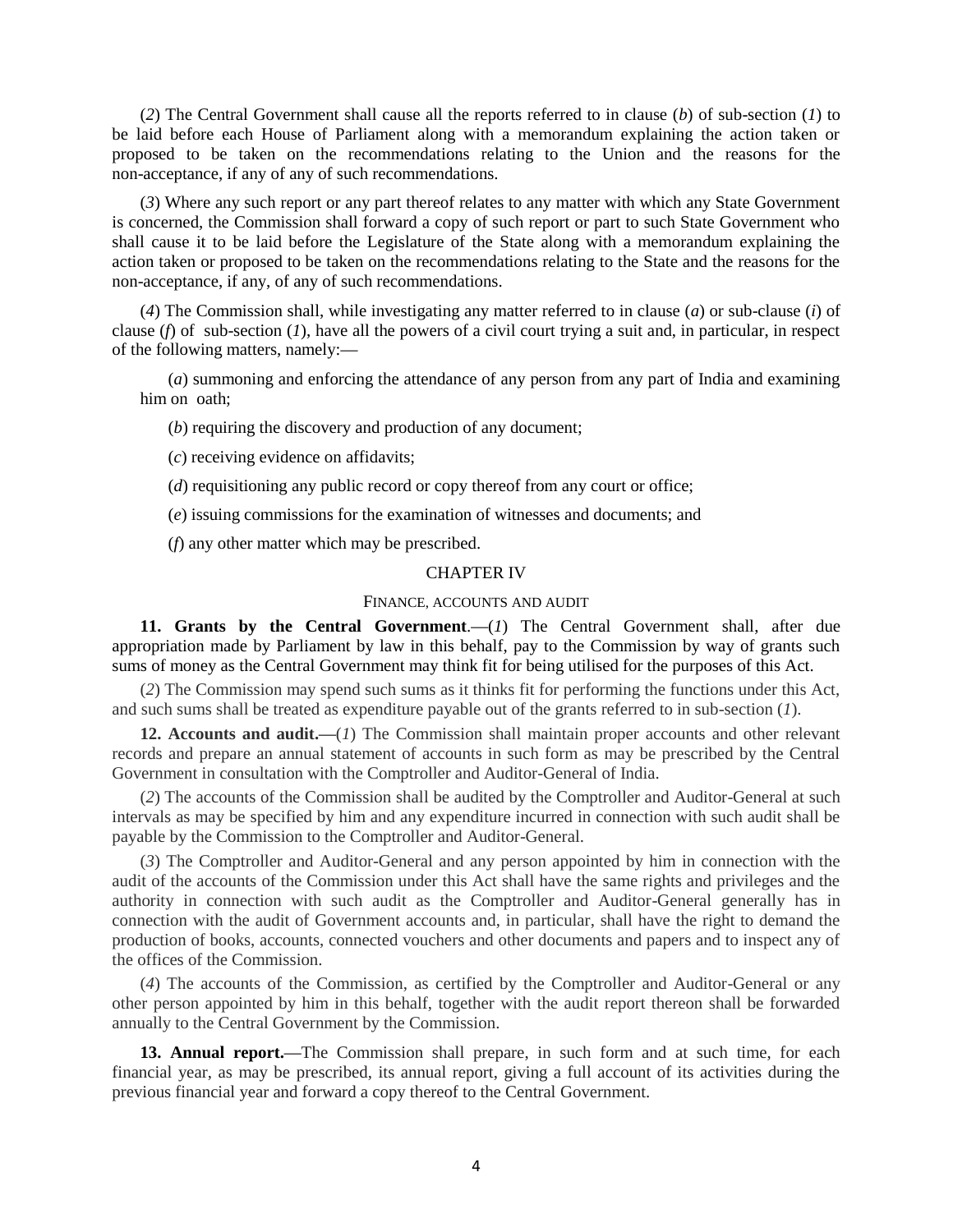(*2*) The Central Government shall cause all the reports referred to in clause (*b*) of sub-section (*1*) to be laid before each House of Parliament along with a memorandum explaining the action taken or proposed to be taken on the recommendations relating to the Union and the reasons for the non-acceptance, if any of any of such recommendations.

(*3*) Where any such report or any part thereof relates to any matter with which any State Government is concerned, the Commission shall forward a copy of such report or part to such State Government who shall cause it to be laid before the Legislature of the State along with a memorandum explaining the action taken or proposed to be taken on the recommendations relating to the State and the reasons for the non-acceptance, if any, of any of such recommendations.

(*4*) The Commission shall, while investigating any matter referred to in clause (*a*) or sub-clause (*i*) of clause (*f*) of sub-section (*1*), have all the powers of a civil court trying a suit and, in particular, in respect of the following matters, namely:—

(*a*) summoning and enforcing the attendance of any person from any part of India and examining him on oath;

(*b*) requiring the discovery and production of any document;

(*c*) receiving evidence on affidavits;

(*d*) requisitioning any public record or copy thereof from any court or office;

(*e*) issuing commissions for the examination of witnesses and documents; and

(*f*) any other matter which may be prescribed.

## CHAPTER IV

### FINANCE, ACCOUNTS AND AUDIT

**11. Grants by the Central Government**.—(*1*) The Central Government shall, after due appropriation made by Parliament by law in this behalf, pay to the Commission by way of grants such sums of money as the Central Government may think fit for being utilised for the purposes of this Act.

(*2*) The Commission may spend such sums as it thinks fit for performing the functions under this Act, and such sums shall be treated as expenditure payable out of the grants referred to in sub-section (*1*).

**12. Accounts and audit.**—(*1*) The Commission shall maintain proper accounts and other relevant records and prepare an annual statement of accounts in such form as may be prescribed by the Central Government in consultation with the Comptroller and Auditor-General of India.

(*2*) The accounts of the Commission shall be audited by the Comptroller and Auditor-General at such intervals as may be specified by him and any expenditure incurred in connection with such audit shall be payable by the Commission to the Comptroller and Auditor-General.

(*3*) The Comptroller and Auditor-General and any person appointed by him in connection with the audit of the accounts of the Commission under this Act shall have the same rights and privileges and the authority in connection with such audit as the Comptroller and Auditor-General generally has in connection with the audit of Government accounts and, in particular, shall have the right to demand the production of books, accounts, connected vouchers and other documents and papers and to inspect any of the offices of the Commission.

(*4*) The accounts of the Commission, as certified by the Comptroller and Auditor-General or any other person appointed by him in this behalf, together with the audit report thereon shall be forwarded annually to the Central Government by the Commission.

**13. Annual report.**—The Commission shall prepare, in such form and at such time, for each financial year, as may be prescribed, its annual report, giving a full account of its activities during the previous financial year and forward a copy thereof to the Central Government.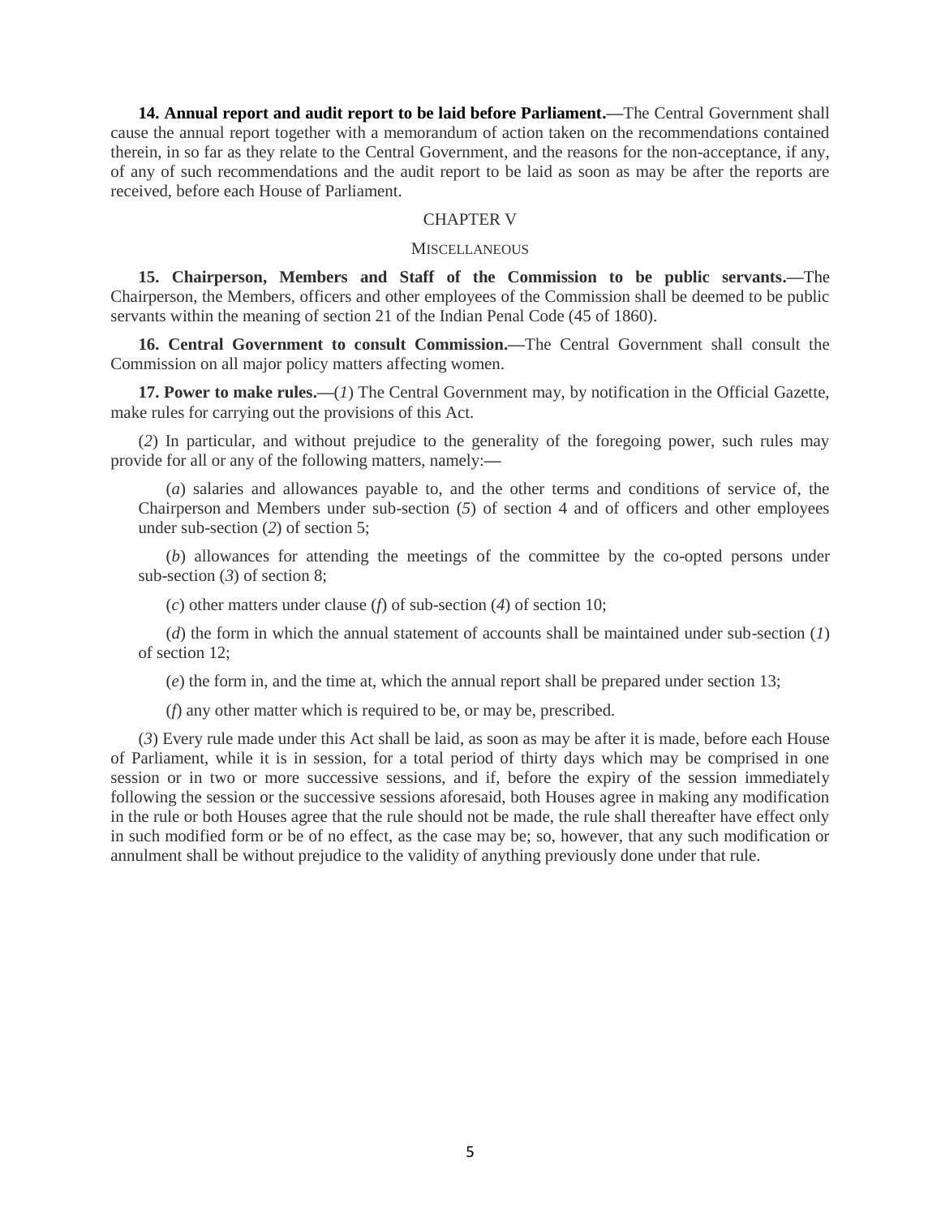**14. Annual report and audit report to be laid before Parliament.—**The Central Government shall cause the annual report together with a memorandum of action taken on the recommendations contained therein, in so far as they relate to the Central Government, and the reasons for the non-acceptance, if any, of any of such recommendations and the audit report to be laid as soon as may be after the reports are received, before each House of Parliament.

## CHAPTER V

## MISCELLANEOUS

**15. Chairperson, Members and Staff of the Commission to be public servants.—**The Chairperson, the Members, officers and other employees of the Commission shall be deemed to be public servants within the meaning of section 21 of the Indian Penal Code (45 of 1860).

**16. Central Government to consult Commission.—**The Central Government shall consult the Commission on all major policy matters affecting women.

**17. Power to make rules.—**(*1*) The Central Government may, by notification in the Official Gazette, make rules for carrying out the provisions of this Act.

(*2*) In particular, and without prejudice to the generality of the foregoing power, such rules may provide for all or any of the following matters, namely:—

(*a*) salaries and allowances payable to, and the other terms and conditions of service of, the Chairperson and Members under sub-section (*5*) of section 4 and of officers and other employees under sub-section (*2*) of section 5;

(*b*) allowances for attending the meetings of the committee by the co-opted persons under sub-section (*3*) of section 8;

(*c*) other matters under clause (*f*) of sub-section (*4*) of section 10;

(*d*) the form in which the annual statement of accounts shall be maintained under sub-section (*1*) of section 12;

(*e*) the form in, and the time at, which the annual report shall be prepared under section 13;

(*f*) any other matter which is required to be, or may be, prescribed.

(*3*) Every rule made under this Act shall be laid, as soon as may be after it is made, before each House of Parliament, while it is in session, for a total period of thirty days which may be comprised in one session or in two or more successive sessions, and if, before the expiry of the session immediately following the session or the successive sessions aforesaid, both Houses agree in making any modification in the rule or both Houses agree that the rule should not be made, the rule shall thereafter have effect only in such modified form or be of no effect, as the case may be; so, however, that any such modification or annulment shall be without prejudice to the validity of anything previously done under that rule.